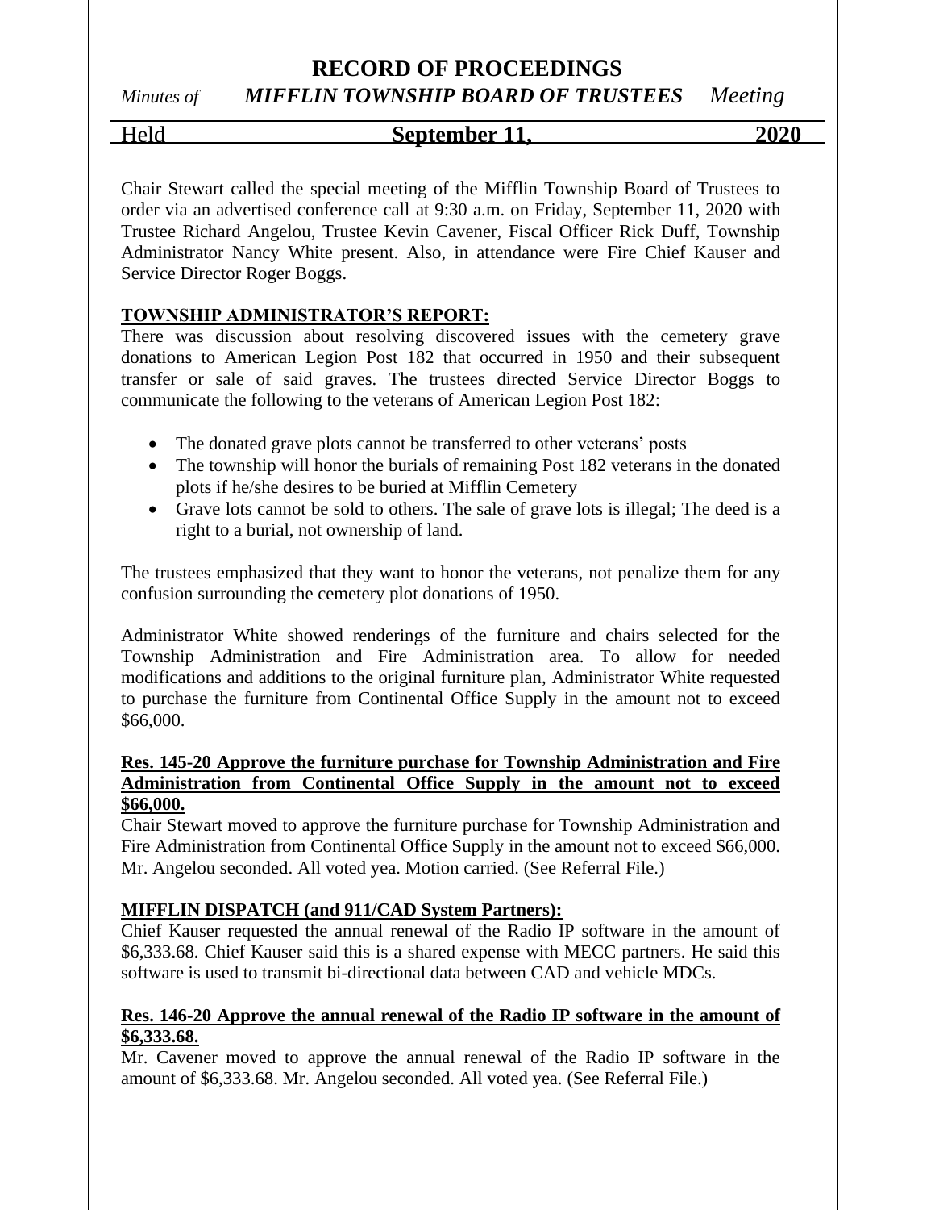# RECORD OF PROCEEDINGS

*Minutes of* ***MIFFLIN TOWNSHIP BOARD OF TRUSTEES*** *Meeting*

Held **September 11, 2020**

Chair Stewart called the special meeting of the Mifflin Township Board of Trustees to order via an advertised conference call at 9:30 a.m. on Friday, September 11, 2020 with Trustee Richard Angelou, Trustee Kevin Cavener, Fiscal Officer Rick Duff, Township Administrator Nancy White present. Also, in attendance were Fire Chief Kauser and Service Director Roger Boggs.

**TOWNSHIP ADMINISTRATOR'S REPORT:**

There was discussion about resolving discovered issues with the cemetery grave donations to American Legion Post 182 that occurred in 1950 and their subsequent transfer or sale of said graves. The trustees directed Service Director Boggs to communicate the following to the veterans of American Legion Post 182:

- The donated grave plots cannot be transferred to other veterans' posts
- The township will honor the burials of remaining Post 182 veterans in the donated plots if he/she desires to be buried at Mifflin Cemetery
- Grave lots cannot be sold to others. The sale of grave lots is illegal; The deed is a right to a burial, not ownership of land.

The trustees emphasized that they want to honor the veterans, not penalize them for any confusion surrounding the cemetery plot donations of 1950.

Administrator White showed renderings of the furniture and chairs selected for the Township Administration and Fire Administration area. To allow for needed modifications and additions to the original furniture plan, Administrator White requested to purchase the furniture from Continental Office Supply in the amount not to exceed $66,000.

**Res. 145-20 Approve the furniture purchase for Township Administration and Fire Administration from Continental Office Supply in the amount not to exceed $66,000.**

Chair Stewart moved to approve the furniture purchase for Township Administration and Fire Administration from Continental Office Supply in the amount not to exceed $66,000. Mr. Angelou seconded. All voted yea. Motion carried. (See Referral File.)

**MIFFLIN DISPATCH (and 911/CAD System Partners):**

Chief Kauser requested the annual renewal of the Radio IP software in the amount of $6,333.68. Chief Kauser said this is a shared expense with MECC partners. He said this software is used to transmit bi-directional data between CAD and vehicle MDCs.

**Res. 146-20 Approve the annual renewal of the Radio IP software in the amount of $6,333.68.**

Mr. Cavener moved to approve the annual renewal of the Radio IP software in the amount of $6,333.68. Mr. Angelou seconded. All voted yea. (See Referral File.)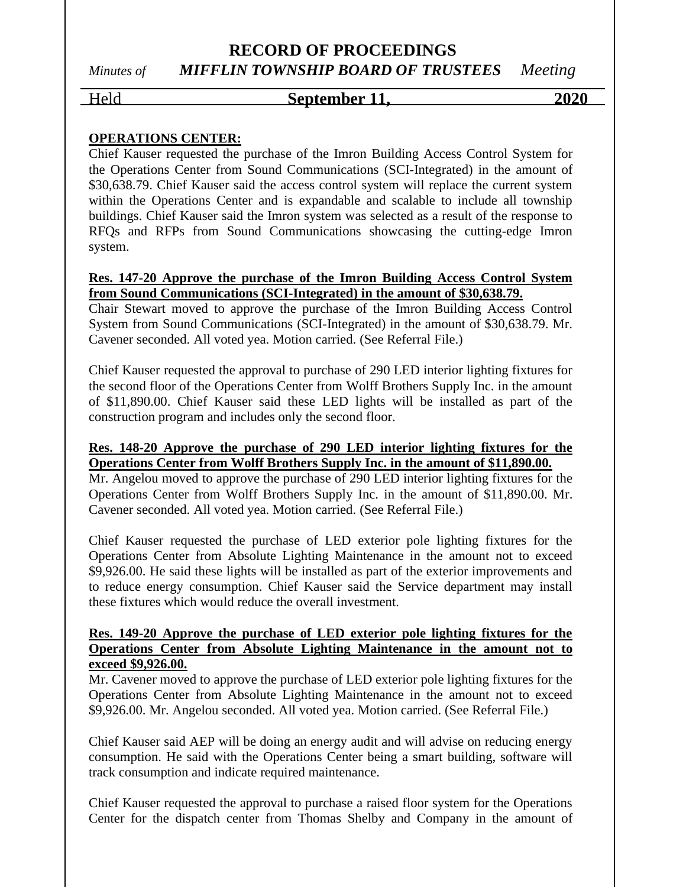**OPERATIONS CENTER:**

Chief Kauser requested the purchase of the Imron Building Access Control System for the Operations Center from Sound Communications (SCI-Integrated) in the amount of $30,638.79. Chief Kauser said the access control system will replace the current system within the Operations Center and is expandable and scalable to include all township buildings. Chief Kauser said the Imron system was selected as a result of the response to RFQs and RFPs from Sound Communications showcasing the cutting-edge Imron system.

**Res. 147-20 Approve the purchase of the Imron Building Access Control System from Sound Communications (SCI-Integrated) in the amount of $30,638.79.**

Chair Stewart moved to approve the purchase of the Imron Building Access Control System from Sound Communications (SCI-Integrated) in the amount of $30,638.79. Mr. Cavener seconded. All voted yea. Motion carried. (See Referral File.)

Chief Kauser requested the approval to purchase of 290 LED interior lighting fixtures for the second floor of the Operations Center from Wolff Brothers Supply Inc. in the amount of $11,890.00. Chief Kauser said these LED lights will be installed as part of the construction program and includes only the second floor.

**Res. 148-20 Approve the purchase of 290 LED interior lighting fixtures for the Operations Center from Wolff Brothers Supply Inc. in the amount of $11,890.00.**

Mr. Angelou moved to approve the purchase of 290 LED interior lighting fixtures for the Operations Center from Wolff Brothers Supply Inc. in the amount of $11,890.00. Mr. Cavener seconded. All voted yea. Motion carried. (See Referral File.)

Chief Kauser requested the purchase of LED exterior pole lighting fixtures for the Operations Center from Absolute Lighting Maintenance in the amount not to exceed $9,926.00. He said these lights will be installed as part of the exterior improvements and to reduce energy consumption. Chief Kauser said the Service department may install these fixtures which would reduce the overall investment.

**Res. 149-20 Approve the purchase of LED exterior pole lighting fixtures for the Operations Center from Absolute Lighting Maintenance in the amount not to exceed $9,926.00.**

Mr. Cavener moved to approve the purchase of LED exterior pole lighting fixtures for the Operations Center from Absolute Lighting Maintenance in the amount not to exceed $9,926.00. Mr. Angelou seconded. All voted yea. Motion carried. (See Referral File.)

Chief Kauser said AEP will be doing an energy audit and will advise on reducing energy consumption. He said with the Operations Center being a smart building, software will track consumption and indicate required maintenance.

Chief Kauser requested the approval to purchase a raised floor system for the Operations Center for the dispatch center from Thomas Shelby and Company in the amount of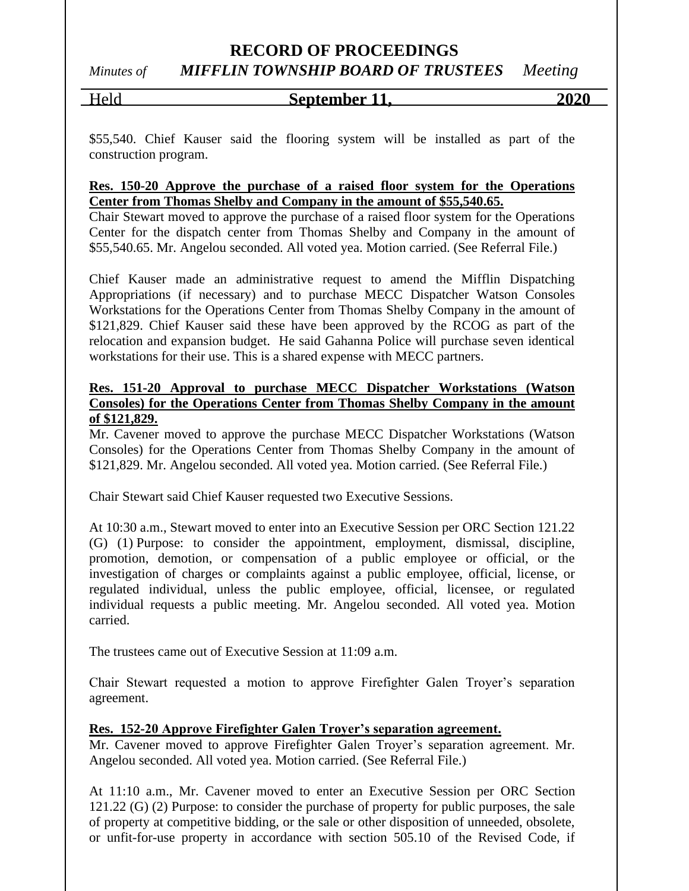$55,540. Chief Kauser said the flooring system will be installed as part of the construction program.

**Res. 150-20 Approve the purchase of a raised floor system for the Operations Center from Thomas Shelby and Company in the amount of $55,540.65.**

Chair Stewart moved to approve the purchase of a raised floor system for the Operations Center for the dispatch center from Thomas Shelby and Company in the amount of $55,540.65. Mr. Angelou seconded. All voted yea. Motion carried. (See Referral File.)

Chief Kauser made an administrative request to amend the Mifflin Dispatching Appropriations (if necessary) and to purchase MECC Dispatcher Watson Consoles Workstations for the Operations Center from Thomas Shelby Company in the amount of $121,829. Chief Kauser said these have been approved by the RCOG as part of the relocation and expansion budget. He said Gahanna Police will purchase seven identical workstations for their use. This is a shared expense with MECC partners.

**Res. 151-20 Approval to purchase MECC Dispatcher Workstations (Watson Consoles) for the Operations Center from Thomas Shelby Company in the amount of $121,829.**

Mr. Cavener moved to approve the purchase MECC Dispatcher Workstations (Watson Consoles) for the Operations Center from Thomas Shelby Company in the amount of $121,829. Mr. Angelou seconded. All voted yea. Motion carried. (See Referral File.)

Chair Stewart said Chief Kauser requested two Executive Sessions.

At 10:30 a.m., Stewart moved to enter into an Executive Session per ORC Section 121.22 (G) (1) Purpose: to consider the appointment, employment, dismissal, discipline, promotion, demotion, or compensation of a public employee or official, or the investigation of charges or complaints against a public employee, official, license, or regulated individual, unless the public employee, official, licensee, or regulated individual requests a public meeting. Mr. Angelou seconded. All voted yea. Motion carried.

The trustees came out of Executive Session at 11:09 a.m.

Chair Stewart requested a motion to approve Firefighter Galen Troyer's separation agreement.

**Res. 152-20 Approve Firefighter Galen Troyer's separation agreement.**

Mr. Cavener moved to approve Firefighter Galen Troyer's separation agreement. Mr. Angelou seconded. All voted yea. Motion carried. (See Referral File.)

At 11:10 a.m., Mr. Cavener moved to enter an Executive Session per ORC Section 121.22 (G) (2) Purpose: to consider the purchase of property for public purposes, the sale of property at competitive bidding, or the sale or other disposition of unneeded, obsolete, or unfit-for-use property in accordance with section 505.10 of the Revised Code, if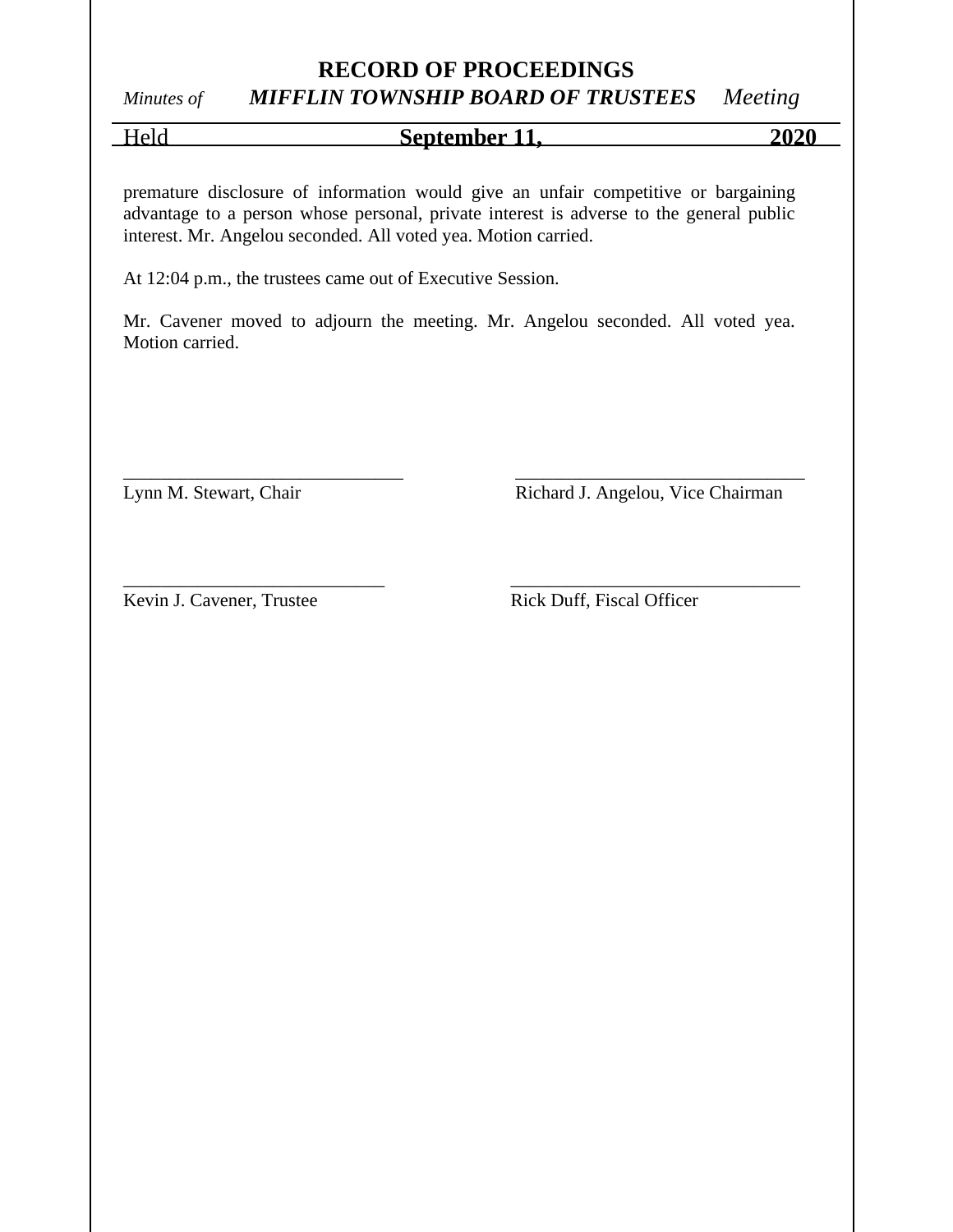premature disclosure of information would give an unfair competitive or bargaining advantage to a person whose personal, private interest is adverse to the general public interest. Mr. Angelou seconded. All voted yea. Motion carried.

At 12:04 p.m., the trustees came out of Executive Session.

Mr. Cavener moved to adjourn the meeting. Mr. Angelou seconded. All voted yea. Motion carried.

| | |
|---|---|
| \_\_\_\_\_\_\_\_\_\_\_\_\_\_\_\_\_\_\_\_\_\_\_\_\_\_\_\_\_\_ | \_\_\_\_\_\_\_\_\_\_\_\_\_\_\_\_\_\_\_\_\_\_\_\_\_\_\_\_\_\_ |
| Lynn M. Stewart, Chair | Richard J. Angelou, Vice Chairman |
| \_\_\_\_\_\_\_\_\_\_\_\_\_\_\_\_\_\_\_\_\_\_\_\_\_\_\_\_\_\_ | \_\_\_\_\_\_\_\_\_\_\_\_\_\_\_\_\_\_\_\_\_\_\_\_\_\_\_\_\_\_ |
| Kevin J. Cavener, Trustee | Rick Duff, Fiscal Officer |